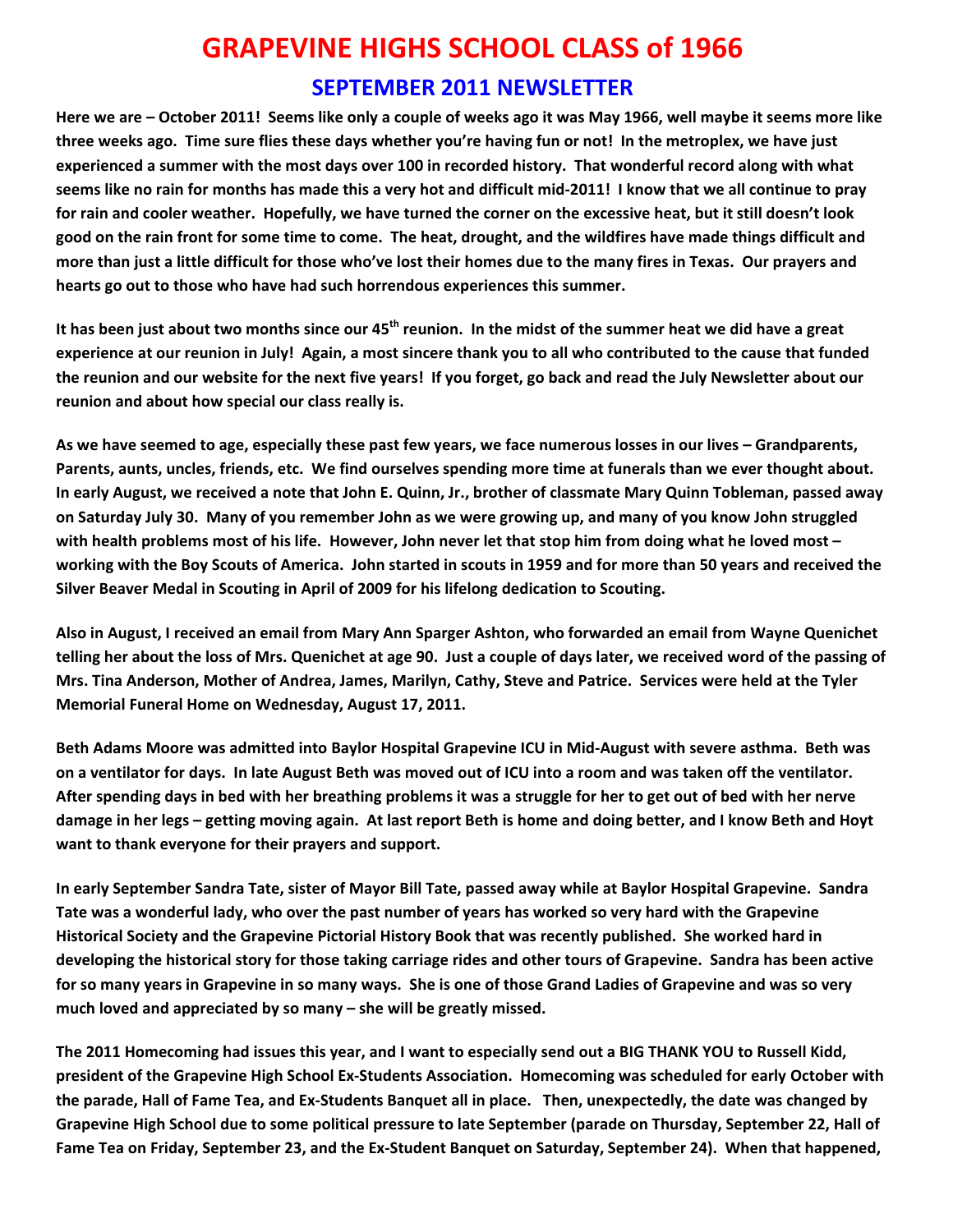# GRAPEVINE HIGHS SCHOOL CLASS of 1966

## SEPTEMBER 2011 NEWSLETTER

**Here we are – October 2011! Seems like only a couple of weeks ago it was May 1966, well maybe it seems more like three weeks ago. Time sure flies these days whether you're having fun or not! In the metroplex, we have just experienced a summer with the most days over 100 in recorded history. That wonderful record along with what seems like no rain for months has made this a very hot and difficult mid-2011! I know that we all continue to pray for rain and cooler weather. Hopefully, we have turned the corner on the excessive heat, but it still doesn't look good on the rain front for some time to come. The heat, drought, and the wildfires have made things difficult and more than just a little difficult for those who've lost their homes due to the many fires in Texas. Our prayers and hearts go out to those who have had such horrendous experiences this summer.**

**It has been just about two months since our 45th reunion. In the midst of the summer heat we did have a great experience at our reunion in July! Again, a most sincere thank you to all who contributed to the cause that funded the reunion and our website for the next five years! If you forget, go back and read the July Newsletter about our reunion and about how special our class really is.**

**As we have seemed to age, especially these past few years, we face numerous losses in our lives – Grandparents, Parents, aunts, uncles, friends, etc. We find ourselves spending more time at funerals than we ever thought about. In early August, we received a note that John E. Quinn, Jr., brother of classmate Mary Quinn Tobleman, passed away on Saturday July 30. Many of you remember John as we were growing up, and many of you know John struggled with health problems most of his life. However, John never let that stop him from doing what he loved most – working with the Boy Scouts of America. John started in scouts in 1959 and for more than 50 years and received the Silver Beaver Medal in Scouting in April of 2009 for his lifelong dedication to Scouting.**

**Also in August, I received an email from Mary Ann Sparger Ashton, who forwarded an email from Wayne Quenichet telling her about the loss of Mrs. Quenichet at age 90. Just a couple of days later, we received word of the passing of Mrs. Tina Anderson, Mother of Andrea, James, Marilyn, Cathy, Steve and Patrice. Services were held at the Tyler Memorial Funeral Home on Wednesday, August 17, 2011.**

**Beth Adams Moore was admitted into Baylor Hospital Grapevine ICU in Mid-August with severe asthma. Beth was on a ventilator for days. In late August Beth was moved out of ICU into a room and was taken off the ventilator. After spending days in bed with her breathing problems it was a struggle for her to get out of bed with her nerve damage in her legs – getting moving again. At last report Beth is home and doing better, and I know Beth and Hoyt want to thank everyone for their prayers and support.**

**In early September Sandra Tate, sister of Mayor Bill Tate, passed away while at Baylor Hospital Grapevine. Sandra Tate was a wonderful lady, who over the past number of years has worked so very hard with the Grapevine Historical Society and the Grapevine Pictorial History Book that was recently published. She worked hard in developing the historical story for those taking carriage rides and other tours of Grapevine. Sandra has been active for so many years in Grapevine in so many ways. She is one of those Grand Ladies of Grapevine and was so very much loved and appreciated by so many – she will be greatly missed.**

**The 2011 Homecoming had issues this year, and I want to especially send out a BIG THANK YOU to Russell Kidd, president of the Grapevine High School Ex-Students Association. Homecoming was scheduled for early October with the parade, Hall of Fame Tea, and Ex-Students Banquet all in place. Then, unexpectedly, the date was changed by Grapevine High School due to some political pressure to late September (parade on Thursday, September 22, Hall of Fame Tea on Friday, September 23, and the Ex-Student Banquet on Saturday, September 24). When that happened,**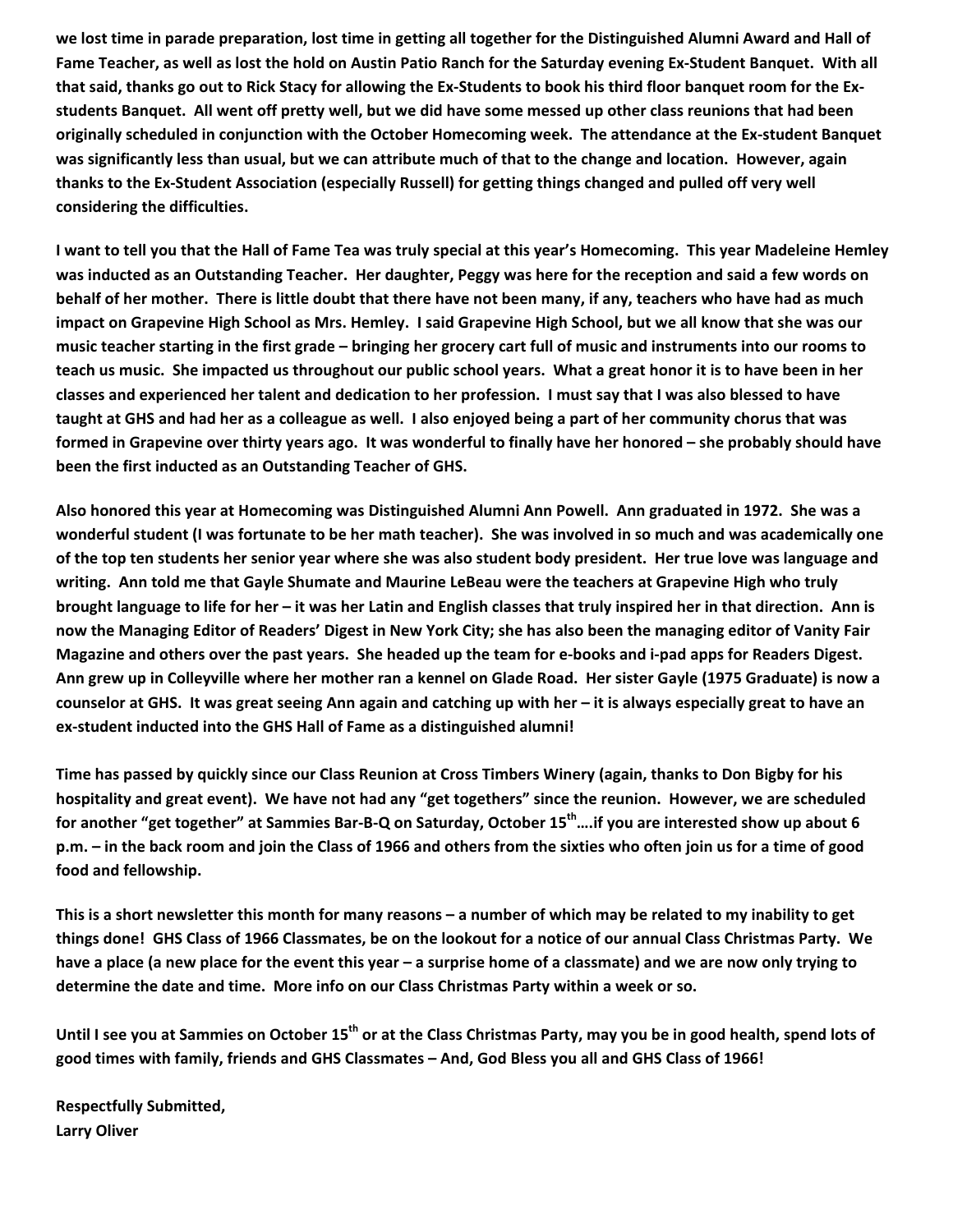**we lost time in parade preparation, lost time in getting all together for the Distinguished Alumni Award and Hall of Fame Teacher, as well as lost the hold on Austin Patio Ranch for the Saturday evening Ex-Student Banquet. With all that said, thanks go out to Rick Stacy for allowing the Ex-Students to book his third floor banquet room for the Ex-students Banquet. All went off pretty well, but we did have some messed up other class reunions that had been originally scheduled in conjunction with the October Homecoming week. The attendance at the Ex-student Banquet was significantly less than usual, but we can attribute much of that to the change and location. However, again thanks to the Ex-Student Association (especially Russell) for getting things changed and pulled off very well considering the difficulties.**

**I want to tell you that the Hall of Fame Tea was truly special at this year's Homecoming. This year Madeleine Hemley was inducted as an Outstanding Teacher. Her daughter, Peggy was here for the reception and said a few words on behalf of her mother. There is little doubt that there have not been many, if any, teachers who have had as much impact on Grapevine High School as Mrs. Hemley. I said Grapevine High School, but we all know that she was our music teacher starting in the first grade – bringing her grocery cart full of music and instruments into our rooms to teach us music. She impacted us throughout our public school years. What a great honor it is to have been in her classes and experienced her talent and dedication to her profession. I must say that I was also blessed to have taught at GHS and had her as a colleague as well. I also enjoyed being a part of her community chorus that was formed in Grapevine over thirty years ago. It was wonderful to finally have her honored – she probably should have been the first inducted as an Outstanding Teacher of GHS.**

**Also honored this year at Homecoming was Distinguished Alumni Ann Powell. Ann graduated in 1972. She was a wonderful student (I was fortunate to be her math teacher). She was involved in so much and was academically one of the top ten students her senior year where she was also student body president. Her true love was language and writing. Ann told me that Gayle Shumate and Maurine LeBeau were the teachers at Grapevine High who truly brought language to life for her – it was her Latin and English classes that truly inspired her in that direction. Ann is now the Managing Editor of Readers' Digest in New York City; she has also been the managing editor of Vanity Fair Magazine and others over the past years. She headed up the team for e-books and i-pad apps for Readers Digest. Ann grew up in Colleyville where her mother ran a kennel on Glade Road. Her sister Gayle (1975 Graduate) is now a counselor at GHS. It was great seeing Ann again and catching up with her – it is always especially great to have an ex-student inducted into the GHS Hall of Fame as a distinguished alumni!**

**Time has passed by quickly since our Class Reunion at Cross Timbers Winery (again, thanks to Don Bigby for his hospitality and great event). We have not had any "get togethers" since the reunion. However, we are scheduled for another "get together" at Sammies Bar-B-Q on Saturday, October 15th….if you are interested show up about 6 p.m. – in the back room and join the Class of 1966 and others from the sixties who often join us for a time of good food and fellowship.**

**This is a short newsletter this month for many reasons – a number of which may be related to my inability to get things done! GHS Class of 1966 Classmates, be on the lookout for a notice of our annual Class Christmas Party. We have a place (a new place for the event this year – a surprise home of a classmate) and we are now only trying to determine the date and time. More info on our Class Christmas Party within a week or so.**

**Until I see you at Sammies on October 15th or at the Class Christmas Party, may you be in good health, spend lots of good times with family, friends and GHS Classmates – And, God Bless you all and GHS Class of 1966!**

**Respectfully Submitted,**
**Larry Oliver**